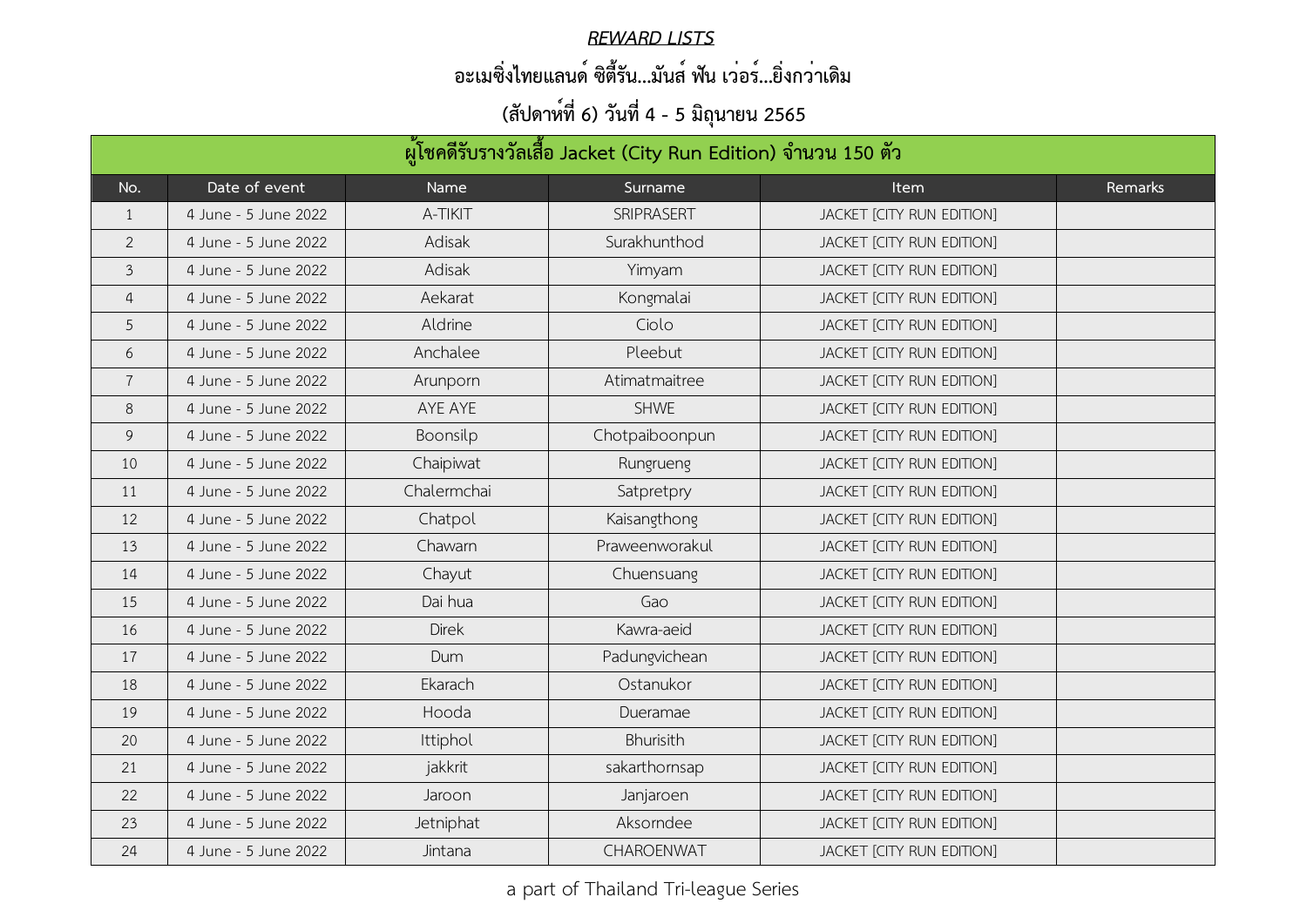## *REWARD LISTS*

### อะเมซิ่งไทยแลนด์ ซิตี้รัน...มันส์ ฟัน เว่อร์...ยิ่งกว่าเดิม

### (สัปดาห์ที่ 6) วันที่ 4 - 5 มิถุนายน 2565

| ผู้โชคดีรับรางวัลเสื้อ Jacket (City Run Edition) จำนวน 150 ตัว | | | | | |
|---|---|---|---|---|---|
| No. | Date of event | Name | Surname | Item | Remarks |
| 1 | 4 June - 5 June 2022 | A-TIKIT | SRIPRASERT | JACKET [CITY RUN EDITION] | |
| 2 | 4 June - 5 June 2022 | Adisak | Surakhunthod | JACKET [CITY RUN EDITION] | |
| 3 | 4 June - 5 June 2022 | Adisak | Yimyam | JACKET [CITY RUN EDITION] | |
| 4 | 4 June - 5 June 2022 | Aekarat | Kongmalai | JACKET [CITY RUN EDITION] | |
| 5 | 4 June - 5 June 2022 | Aldrine | Ciolo | JACKET [CITY RUN EDITION] | |
| 6 | 4 June - 5 June 2022 | Anchalee | Pleebut | JACKET [CITY RUN EDITION] | |
| 7 | 4 June - 5 June 2022 | Arunporn | Atimatmaitree | JACKET [CITY RUN EDITION] | |
| 8 | 4 June - 5 June 2022 | AYE AYE | SHWE | JACKET [CITY RUN EDITION] | |
| 9 | 4 June - 5 June 2022 | Boonsilp | Chotpaiboonpun | JACKET [CITY RUN EDITION] | |
| 10 | 4 June - 5 June 2022 | Chaipiwat | Rungrueng | JACKET [CITY RUN EDITION] | |
| 11 | 4 June - 5 June 2022 | Chalermchai | Satpretpry | JACKET [CITY RUN EDITION] | |
| 12 | 4 June - 5 June 2022 | Chatpol | Kaisangthong | JACKET [CITY RUN EDITION] | |
| 13 | 4 June - 5 June 2022 | Chawarn | Praweenworakul | JACKET [CITY RUN EDITION] | |
| 14 | 4 June - 5 June 2022 | Chayut | Chuensuang | JACKET [CITY RUN EDITION] | |
| 15 | 4 June - 5 June 2022 | Dai hua | Gao | JACKET [CITY RUN EDITION] | |
| 16 | 4 June - 5 June 2022 | Direk | Kawra-aeid | JACKET [CITY RUN EDITION] | |
| 17 | 4 June - 5 June 2022 | Dum | Padungvichean | JACKET [CITY RUN EDITION] | |
| 18 | 4 June - 5 June 2022 | Ekarach | Ostanukor | JACKET [CITY RUN EDITION] | |
| 19 | 4 June - 5 June 2022 | Hooda | Dueramae | JACKET [CITY RUN EDITION] | |
| 20 | 4 June - 5 June 2022 | Ittiphol | Bhurisith | JACKET [CITY RUN EDITION] | |
| 21 | 4 June - 5 June 2022 | jakkrit | sakarthornsap | JACKET [CITY RUN EDITION] | |
| 22 | 4 June - 5 June 2022 | Jaroon | Janjaroen | JACKET [CITY RUN EDITION] | |
| 23 | 4 June - 5 June 2022 | Jetniphat | Aksorndee | JACKET [CITY RUN EDITION] | |
| 24 | 4 June - 5 June 2022 | Jintana | CHAROENWAT | JACKET [CITY RUN EDITION] | |

a part of Thailand Tri-league Series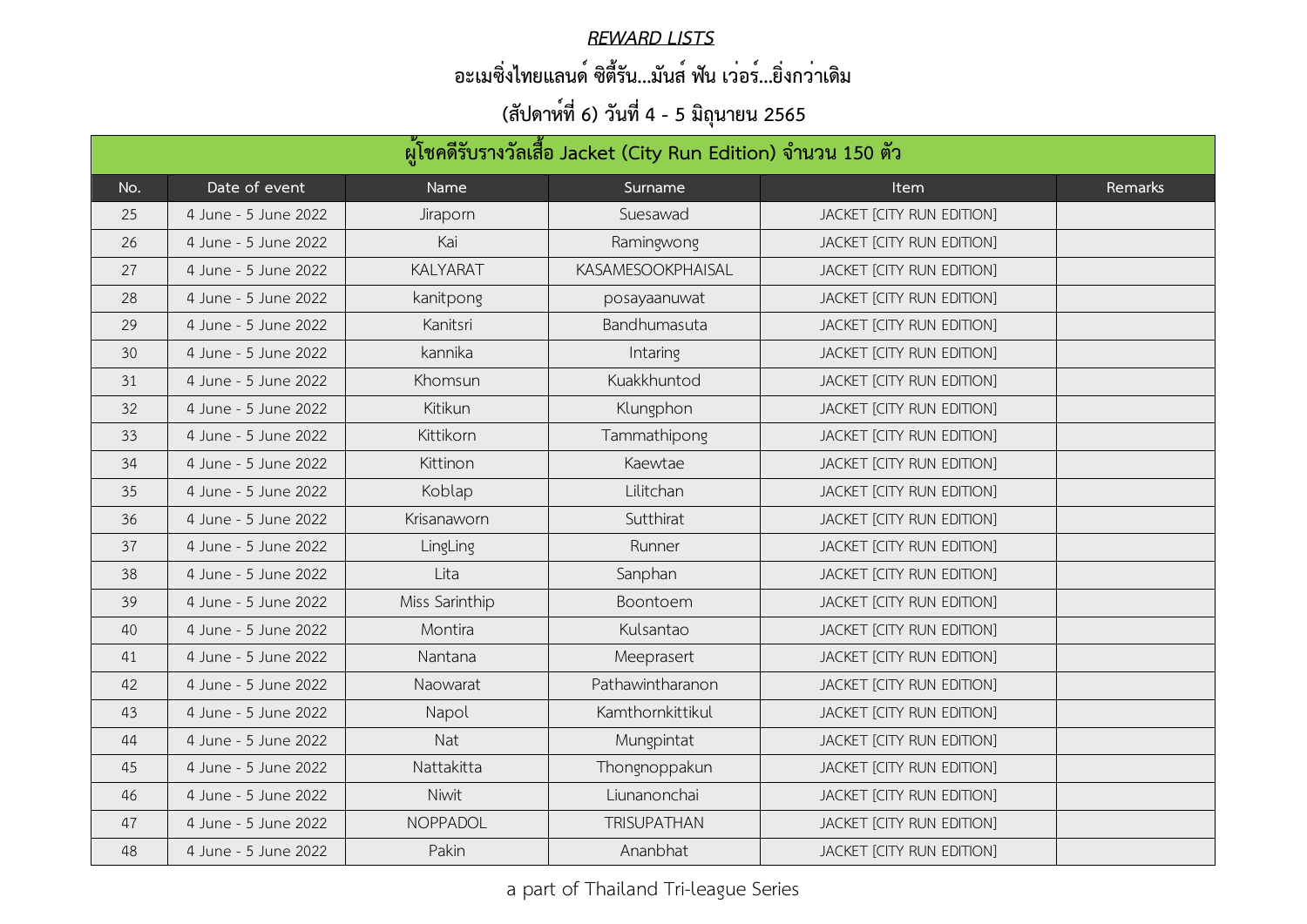***REWARD LISTS***

**อะเมซิ่งไทยแลนด์ ซิตี้รัน...มันส์ ฟัน เว่อร์...ยิ่งกว่าเดิม**

**(สัปดาห์ที่ 6) วันที่ 4 - 5 มิถุนายน 2565**

| ผู้โชคดีรับรางวัลเสื้อ Jacket (City Run Edition) จำนวน 150 ตัว | | | | | |
|---|---|---|---|---|---|
| No. | Date of event | Name | Surname | Item | Remarks |
| 25 | 4 June - 5 June 2022 | Jiraporn | Suesawad | JACKET [CITY RUN EDITION] | |
| 26 | 4 June - 5 June 2022 | Kai | Ramingwong | JACKET [CITY RUN EDITION] | |
| 27 | 4 June - 5 June 2022 | KALYARAT | KASAMESOOKPHAISAL | JACKET [CITY RUN EDITION] | |
| 28 | 4 June - 5 June 2022 | kanitpong | posayaanuwat | JACKET [CITY RUN EDITION] | |
| 29 | 4 June - 5 June 2022 | Kanitsri | Bandhumasuta | JACKET [CITY RUN EDITION] | |
| 30 | 4 June - 5 June 2022 | kannika | Intaring | JACKET [CITY RUN EDITION] | |
| 31 | 4 June - 5 June 2022 | Khomsun | Kuakkhuntod | JACKET [CITY RUN EDITION] | |
| 32 | 4 June - 5 June 2022 | Kitikun | Klungphon | JACKET [CITY RUN EDITION] | |
| 33 | 4 June - 5 June 2022 | Kittikorn | Tammathipong | JACKET [CITY RUN EDITION] | |
| 34 | 4 June - 5 June 2022 | Kittinon | Kaewtae | JACKET [CITY RUN EDITION] | |
| 35 | 4 June - 5 June 2022 | Koblap | Lilitchan | JACKET [CITY RUN EDITION] | |
| 36 | 4 June - 5 June 2022 | Krisanaworn | Sutthirat | JACKET [CITY RUN EDITION] | |
| 37 | 4 June - 5 June 2022 | LingLing | Runner | JACKET [CITY RUN EDITION] | |
| 38 | 4 June - 5 June 2022 | Lita | Sanphan | JACKET [CITY RUN EDITION] | |
| 39 | 4 June - 5 June 2022 | Miss Sarinthip | Boontoem | JACKET [CITY RUN EDITION] | |
| 40 | 4 June - 5 June 2022 | Montira | Kulsantao | JACKET [CITY RUN EDITION] | |
| 41 | 4 June - 5 June 2022 | Nantana | Meeprasert | JACKET [CITY RUN EDITION] | |
| 42 | 4 June - 5 June 2022 | Naowarat | Pathawintharanon | JACKET [CITY RUN EDITION] | |
| 43 | 4 June - 5 June 2022 | Napol | Kamthornkittikul | JACKET [CITY RUN EDITION] | |
| 44 | 4 June - 5 June 2022 | Nat | Mungpintat | JACKET [CITY RUN EDITION] | |
| 45 | 4 June - 5 June 2022 | Nattakitta | Thongnoppakun | JACKET [CITY RUN EDITION] | |
| 46 | 4 June - 5 June 2022 | Niwit | Liunanonchai | JACKET [CITY RUN EDITION] | |
| 47 | 4 June - 5 June 2022 | NOPPADOL | TRISUPATHAN | JACKET [CITY RUN EDITION] | |
| 48 | 4 June - 5 June 2022 | Pakin | Ananbhat | JACKET [CITY RUN EDITION] | |

a part of Thailand Tri-league Series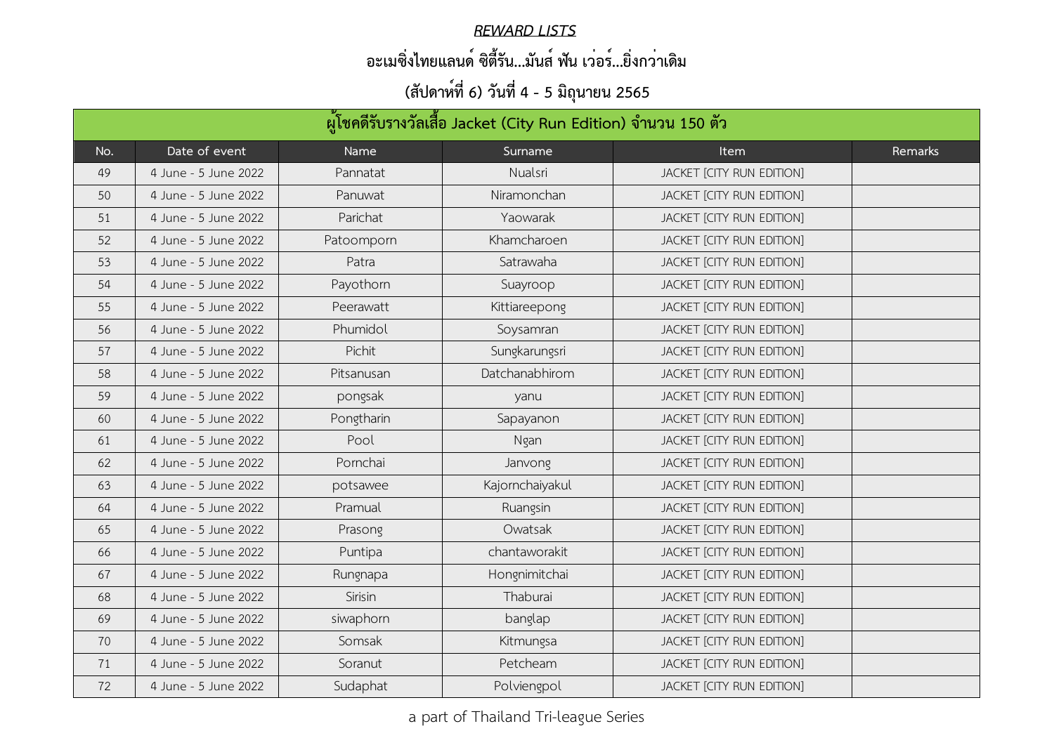***REWARD LISTS***

**อะเมซิ่งไทยแลนด์ ซิตี้รัน...มันส์ ฟัน เว่อร์...ยิ่งกว่าเดิม**

**(สัปดาห์ที่ 6) วันที่ 4 - 5 มิถุนายน 2565**

| ผู้โชคดีรับรางวัลเสื้อ Jacket (City Run Edition) จำนวน 150 ตัว | | | | | |
|---|---|---|---|---|---|
| No. | Date of event | Name | Surname | Item | Remarks |
| 49 | 4 June - 5 June 2022 | Pannatat | Nualsri | JACKET [CITY RUN EDITION] | |
| 50 | 4 June - 5 June 2022 | Panuwat | Niramonchan | JACKET [CITY RUN EDITION] | |
| 51 | 4 June - 5 June 2022 | Parichat | Yaowarak | JACKET [CITY RUN EDITION] | |
| 52 | 4 June - 5 June 2022 | Patoomporn | Khamcharoen | JACKET [CITY RUN EDITION] | |
| 53 | 4 June - 5 June 2022 | Patra | Satrawaha | JACKET [CITY RUN EDITION] | |
| 54 | 4 June - 5 June 2022 | Payothorn | Suayroop | JACKET [CITY RUN EDITION] | |
| 55 | 4 June - 5 June 2022 | Peerawatt | Kittiareepong | JACKET [CITY RUN EDITION] | |
| 56 | 4 June - 5 June 2022 | Phumidol | Soysamran | JACKET [CITY RUN EDITION] | |
| 57 | 4 June - 5 June 2022 | Pichit | Sungkarungsri | JACKET [CITY RUN EDITION] | |
| 58 | 4 June - 5 June 2022 | Pitsanusan | Datchanabhirom | JACKET [CITY RUN EDITION] | |
| 59 | 4 June - 5 June 2022 | pongsak | yanu | JACKET [CITY RUN EDITION] | |
| 60 | 4 June - 5 June 2022 | Pongtharin | Sapayanon | JACKET [CITY RUN EDITION] | |
| 61 | 4 June - 5 June 2022 | Pool | Ngan | JACKET [CITY RUN EDITION] | |
| 62 | 4 June - 5 June 2022 | Pornchai | Janvong | JACKET [CITY RUN EDITION] | |
| 63 | 4 June - 5 June 2022 | potsawee | Kajornchaiyakul | JACKET [CITY RUN EDITION] | |
| 64 | 4 June - 5 June 2022 | Pramual | Ruangsin | JACKET [CITY RUN EDITION] | |
| 65 | 4 June - 5 June 2022 | Prasong | Owatsak | JACKET [CITY RUN EDITION] | |
| 66 | 4 June - 5 June 2022 | Puntipa | chantaworakit | JACKET [CITY RUN EDITION] | |
| 67 | 4 June - 5 June 2022 | Rungnapa | Hongnimitchai | JACKET [CITY RUN EDITION] | |
| 68 | 4 June - 5 June 2022 | Sirisin | Thaburai | JACKET [CITY RUN EDITION] | |
| 69 | 4 June - 5 June 2022 | siwaphorn | banglap | JACKET [CITY RUN EDITION] | |
| 70 | 4 June - 5 June 2022 | Somsak | Kitmungsa | JACKET [CITY RUN EDITION] | |
| 71 | 4 June - 5 June 2022 | Soranut | Petcheam | JACKET [CITY RUN EDITION] | |
| 72 | 4 June - 5 June 2022 | Sudaphat | Polviengpol | JACKET [CITY RUN EDITION] | |

a part of Thailand Tri-league Series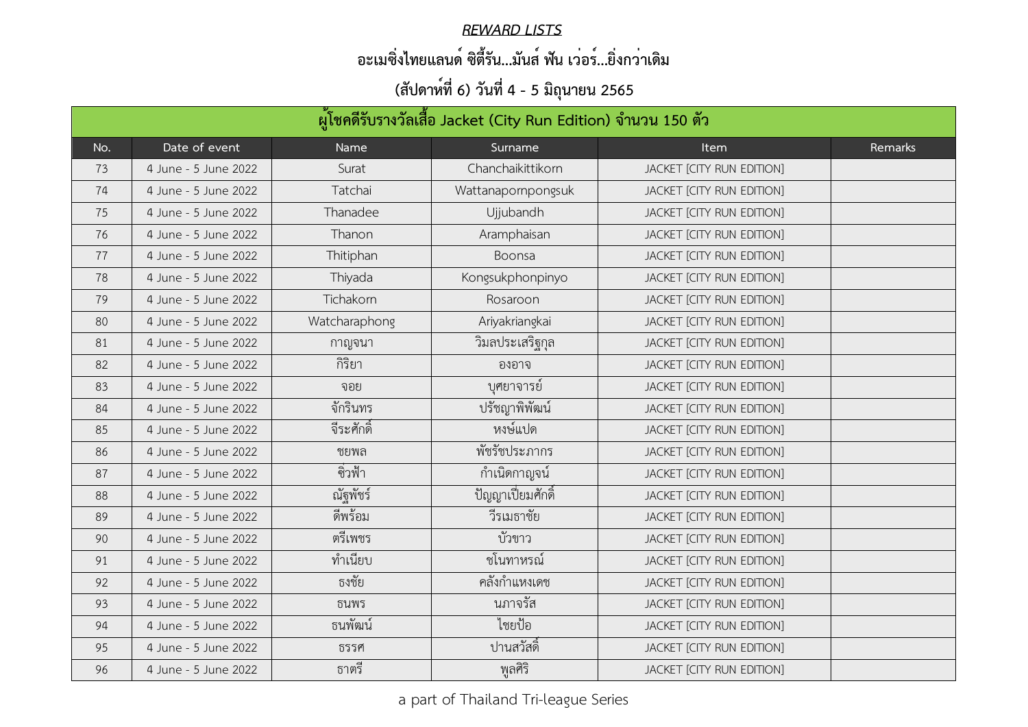***REWARD LISTS***

**อะเมซิ่งไทยแลนด์ ซิตี้รัน...มันส์ ฟัน เว่อร์...ยิ่งกว่าเดิม**

**(สัปดาห์ที่ 6) วันที่ 4 - 5 มิถุนายน 2565**

| ผู้โชคดีรับรางวัลเสื้อ Jacket (City Run Edition) จำนวน 150 ตัว | | | | | |
|---|---|---|---|---|---|
| No. | Date of event | Name | Surname | Item | Remarks |
| 73 | 4 June - 5 June 2022 | Surat | Chanchaikittikorn | JACKET [CITY RUN EDITION] | |
| 74 | 4 June - 5 June 2022 | Tatchai | Wattanapornpongsuk | JACKET [CITY RUN EDITION] | |
| 75 | 4 June - 5 June 2022 | Thanadee | Ujjubandh | JACKET [CITY RUN EDITION] | |
| 76 | 4 June - 5 June 2022 | Thanon | Aramphaisan | JACKET [CITY RUN EDITION] | |
| 77 | 4 June - 5 June 2022 | Thitiphan | Boonsa | JACKET [CITY RUN EDITION] | |
| 78 | 4 June - 5 June 2022 | Thiyada | Kongsukphonpinyo | JACKET [CITY RUN EDITION] | |
| 79 | 4 June - 5 June 2022 | Tichakorn | Rosaroon | JACKET [CITY RUN EDITION] | |
| 80 | 4 June - 5 June 2022 | Watcharaphong | Ariyakriangkai | JACKET [CITY RUN EDITION] | |
| 81 | 4 June - 5 June 2022 | กาญจนา | วิมลประเสริฐกุล | JACKET [CITY RUN EDITION] | |
| 82 | 4 June - 5 June 2022 | กิริยา | องอาจ | JACKET [CITY RUN EDITION] | |
| 83 | 4 June - 5 June 2022 | จอย | บุศยาจารย์ | JACKET [CITY RUN EDITION] | |
| 84 | 4 June - 5 June 2022 | จักรินทร | ปรัชญาพิพัฒน์ | JACKET [CITY RUN EDITION] | |
| 85 | 4 June - 5 June 2022 | จีระศักดิ์ | หงษ์แปด | JACKET [CITY RUN EDITION] | |
| 86 | 4 June - 5 June 2022 | ชยพล | พัชรัชประภากร | JACKET [CITY RUN EDITION] | |
| 87 | 4 June - 5 June 2022 | ชิวฟ้า | กำเนิดกาญจน์ | JACKET [CITY RUN EDITION] | |
| 88 | 4 June - 5 June 2022 | ณัฐพัชร์ | ปัญญาเปี่ยมศักดิ์ | JACKET [CITY RUN EDITION] | |
| 89 | 4 June - 5 June 2022 | ดีพร้อม | วีรเมธาชัย | JACKET [CITY RUN EDITION] | |
| 90 | 4 June - 5 June 2022 | ตรีเพชร | บัวขาว | JACKET [CITY RUN EDITION] | |
| 91 | 4 June - 5 June 2022 | ทำเนียบ | ชโนทาหรณ์ | JACKET [CITY RUN EDITION] | |
| 92 | 4 June - 5 June 2022 | ธงชัย | คลังกำแหงเดช | JACKET [CITY RUN EDITION] | |
| 93 | 4 June - 5 June 2022 | ธนพร | นภาจรัส | JACKET [CITY RUN EDITION] | |
| 94 | 4 June - 5 June 2022 | ธนพัฒน์ | ไชยป้อ | JACKET [CITY RUN EDITION] | |
| 95 | 4 June - 5 June 2022 | ธรรศ | ปานสวัสดิ์ | JACKET [CITY RUN EDITION] | |
| 96 | 4 June - 5 June 2022 | ธาตรี | พูลศิริ | JACKET [CITY RUN EDITION] | |

a part of Thailand Tri-league Series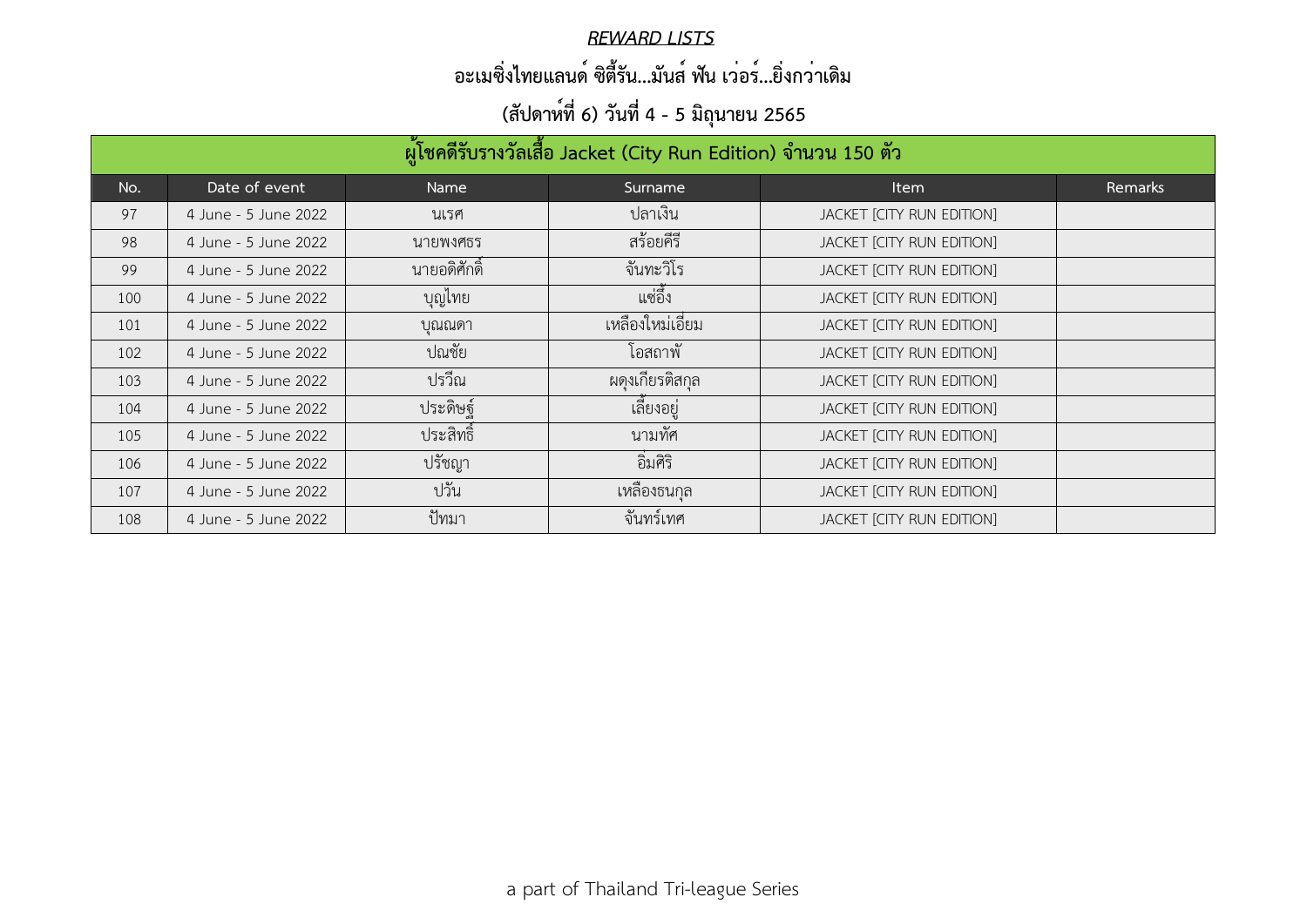***REWARD LISTS***

## อะเมซิ่งไทยแลนด์ ซิตี้รัน...มันส์ ฟัน เว่อร์...ยิ่งกว่าเดิม

## (สัปดาห์ที่ 6) วันที่ 4 - 5 มิถุนายน 2565

| ผู้โชคดีรับรางวัลเสื้อ Jacket (City Run Edition) จำนวน 150 ตัว | | | | | |
|---|---|---|---|---|---|
| No. | Date of event | Name | Surname | Item | Remarks |
| 97 | 4 June - 5 June 2022 | นเรศ | ปลาเงิน | JACKET [CITY RUN EDITION] | |
| 98 | 4 June - 5 June 2022 | นายพงศธร | สร้อยคีรี | JACKET [CITY RUN EDITION] | |
| 99 | 4 June - 5 June 2022 | นายอดิศักดิ์ | จันทะวิโร | JACKET [CITY RUN EDITION] | |
| 100 | 4 June - 5 June 2022 | บุญไทย | แซ่อึ้ง | JACKET [CITY RUN EDITION] | |
| 101 | 4 June - 5 June 2022 | บุณณดา | เหลืองใหม่เอี่ยม | JACKET [CITY RUN EDITION] | |
| 102 | 4 June - 5 June 2022 | ปณชัย | โอสถาพั | JACKET [CITY RUN EDITION] | |
| 103 | 4 June - 5 June 2022 | ปรวีณ | ผดุงเกียรติสกุล | JACKET [CITY RUN EDITION] | |
| 104 | 4 June - 5 June 2022 | ประดิษฐ์ | เลี้ยงอยู่ | JACKET [CITY RUN EDITION] | |
| 105 | 4 June - 5 June 2022 | ประสิทธิ์ | นามทัศ | JACKET [CITY RUN EDITION] | |
| 106 | 4 June - 5 June 2022 | ปรัชญา | อิ่มศิริ | JACKET [CITY RUN EDITION] | |
| 107 | 4 June - 5 June 2022 | ปวัน | เหลืองธนกุล | JACKET [CITY RUN EDITION] | |
| 108 | 4 June - 5 June 2022 | ปัทมา | จันทร์เทศ | JACKET [CITY RUN EDITION] | |

a part of Thailand Tri-league Series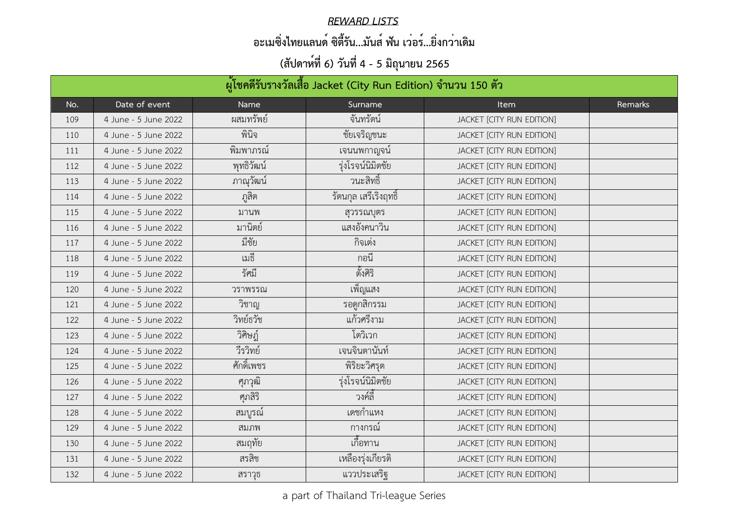***REWARD LISTS***

**อะเมซิ่งไทยแลนด์ ซิตี้รัน...มันส์ ฟัน เว่อร์...ยิ่งกว่าเดิม**

**(สัปดาห์ที่ 6) วันที่ 4 - 5 มิถุนายน 2565**

| ผู้โชคดีรับรางวัลเสื้อ Jacket (City Run Edition) จำนวน 150 ตัว | | | | | |
|---|---|---|---|---|---|
| No. | Date of event | Name | Surname | Item | Remarks |
| 109 | 4 June - 5 June 2022 | ผสมทรัพย์ | จันทรัตน์ | JACKET [CITY RUN EDITION] | |
| 110 | 4 June - 5 June 2022 | พินิจ | ชัยเจริญชนะ | JACKET [CITY RUN EDITION] | |
| 111 | 4 June - 5 June 2022 | พิมพาภรณ์ | เจนนพกาญจน์ | JACKET [CITY RUN EDITION] | |
| 112 | 4 June - 5 June 2022 | พุทธิวัฒน์ | รุ่งโรจน์นิมิตชัย | JACKET [CITY RUN EDITION] | |
| 113 | 4 June - 5 June 2022 | ภาณุวัฒน์ | วนะสิทธิ์ | JACKET [CITY RUN EDITION] | |
| 114 | 4 June - 5 June 2022 | ภูสิต | รัตนกุล เสรีเริงฤทธิ์ | JACKET [CITY RUN EDITION] | |
| 115 | 4 June - 5 June 2022 | มานพ | สุวรรณบุตร | JACKET [CITY RUN EDITION] | |
| 116 | 4 June - 5 June 2022 | มานิตย์ | แสงอังคนาวิน | JACKET [CITY RUN EDITION] | |
| 117 | 4 June - 5 June 2022 | มีชัย | กิจเต่ง | JACKET [CITY RUN EDITION] | |
| 118 | 4 June - 5 June 2022 | เมธี | กอนี | JACKET [CITY RUN EDITION] | |
| 119 | 4 June - 5 June 2022 | รัศมี | ตั้งศิริ | JACKET [CITY RUN EDITION] | |
| 120 | 4 June - 5 June 2022 | วราพรรณ | เพ็ญแสง | JACKET [CITY RUN EDITION] | |
| 121 | 4 June - 5 June 2022 | วิชาญ | รอดูกสิกรรม | JACKET [CITY RUN EDITION] | |
| 122 | 4 June - 5 June 2022 | วิทย์ธวัช | แก้วศรีงาม | JACKET [CITY RUN EDITION] | |
| 123 | 4 June - 5 June 2022 | วิศิษฎ์ | โตวิเวก | JACKET [CITY RUN EDITION] | |
| 124 | 4 June - 5 June 2022 | วีรวิทย์ | เจนจินตานันท์ | JACKET [CITY RUN EDITION] | |
| 125 | 4 June - 5 June 2022 | ศักดิ์เพชร | พิริยะวิศรุต | JACKET [CITY RUN EDITION] | |
| 126 | 4 June - 5 June 2022 | ศุภวุฒิ | รุ่งโรจน์นิมิตชัย | JACKET [CITY RUN EDITION] | |
| 127 | 4 June - 5 June 2022 | ศุภสิริ | วงศ์ลี้ | JACKET [CITY RUN EDITION] | |
| 128 | 4 June - 5 June 2022 | สมบูรณ์ | เดชกำแหง | JACKET [CITY RUN EDITION] | |
| 129 | 4 June - 5 June 2022 | สมภพ | กางกรณ์ | JACKET [CITY RUN EDITION] | |
| 130 | 4 June - 5 June 2022 | สมฤทัย | เกื้อทาน | JACKET [CITY RUN EDITION] | |
| 131 | 4 June - 5 June 2022 | สรสิช | เหลืองรุ่งเกียรติ | JACKET [CITY RUN EDITION] | |
| 132 | 4 June - 5 June 2022 | สราวุธ | แววประเสริฐ | JACKET [CITY RUN EDITION] | |

a part of Thailand Tri-league Series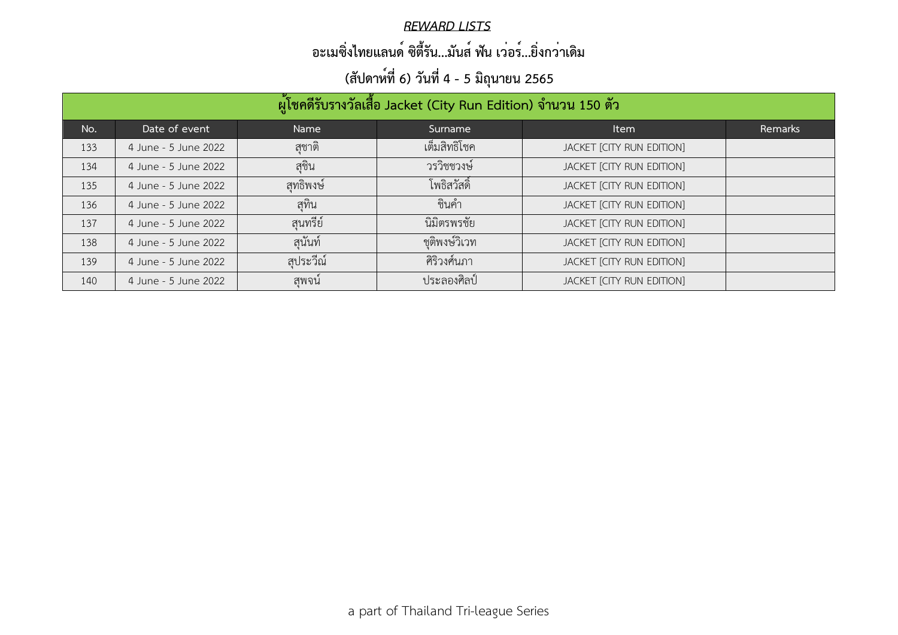***REWARD LISTS***

## อะเมซิ่งไทยแลนด์ ซิตี้รัน...มันส์ ฟัน เว่อร์...ยิ่งกว่าเดิม

## (สัปดาห์ที่ 6) วันที่ 4 - 5 มิถุนายน 2565

| ผู้โชคดีรับรางวัลเสื้อ Jacket (City Run Edition) จำนวน 150 ตัว | | | | | |
|---|---|---|---|---|---|
| No. | Date of event | Name | Surname | Item | Remarks |
| 133 | 4 June - 5 June 2022 | สุชาติ | เต็มสิทธิโชค | JACKET [CITY RUN EDITION] | |
| 134 | 4 June - 5 June 2022 | สุชิน | วรวิชชวงษ์ | JACKET [CITY RUN EDITION] | |
| 135 | 4 June - 5 June 2022 | สุทธิพงษ์ | โพธิสวัสดิ์ | JACKET [CITY RUN EDITION] | |
| 136 | 4 June - 5 June 2022 | สุทิน | ชินคำ | JACKET [CITY RUN EDITION] | |
| 137 | 4 June - 5 June 2022 | สุนทรีย์ | นิมิตรพรชัย | JACKET [CITY RUN EDITION] | |
| 138 | 4 June - 5 June 2022 | สุนันท์ | ชุติพงษ์วิเวท | JACKET [CITY RUN EDITION] | |
| 139 | 4 June - 5 June 2022 | สุประวีณ์ | ศิริวงศ์นภา | JACKET [CITY RUN EDITION] | |
| 140 | 4 June - 5 June 2022 | สุพจน์ | ประละองศิลป์ | JACKET [CITY RUN EDITION] | |

a part of Thailand Tri-league Series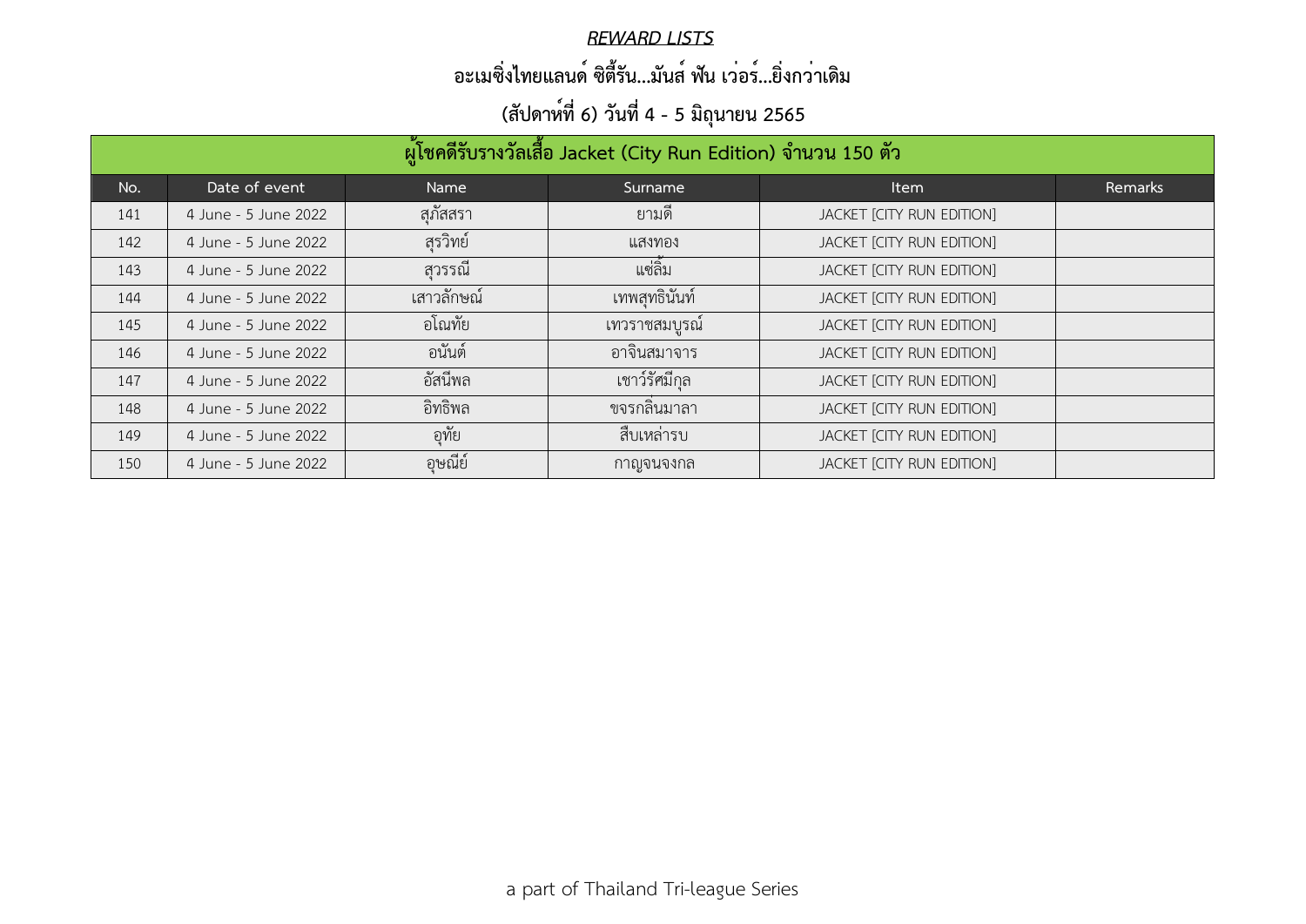***REWARD LISTS***

## อะเมซิ่งไทยแลนด์ ซิตี้รัน...มันส์ ฟัน เว่อร์...ยิ่งกว่าเดิม

## (สัปดาห์ที่ 6) วันที่ 4 - 5 มิถุนายน 2565

| ผู้โชคดีรับรางวัลเสื้อ Jacket (City Run Edition) จำนวน 150 ตัว | | | | | |
|---|---|---|---|---|---|
| No. | Date of event | Name | Surname | Item | Remarks |
| 141 | 4 June - 5 June 2022 | สุภัสสรา | ยามดี | JACKET [CITY RUN EDITION] | |
| 142 | 4 June - 5 June 2022 | สุรวิทย์ | แสงทอง | JACKET [CITY RUN EDITION] | |
| 143 | 4 June - 5 June 2022 | สุวรรณี | แซ่ลิ้ม | JACKET [CITY RUN EDITION] | |
| 144 | 4 June - 5 June 2022 | เสาวลักษณ์ | เทพสุทธินันท์ | JACKET [CITY RUN EDITION] | |
| 145 | 4 June - 5 June 2022 | อโณทัย | เทวราชสมบูรณ์ | JACKET [CITY RUN EDITION] | |
| 146 | 4 June - 5 June 2022 | อนันต์ | อาจินสมาจาร | JACKET [CITY RUN EDITION] | |
| 147 | 4 June - 5 June 2022 | อัสนีพล | เชาว์รัศมีกุล | JACKET [CITY RUN EDITION] | |
| 148 | 4 June - 5 June 2022 | อิทธิพล | ขจรกลิ่นมาลา | JACKET [CITY RUN EDITION] | |
| 149 | 4 June - 5 June 2022 | อุทัย | สืบเหล่ารบ | JACKET [CITY RUN EDITION] | |
| 150 | 4 June - 5 June 2022 | อุษณีย์ | กาญจนจงกล | JACKET [CITY RUN EDITION] | |

a part of Thailand Tri-league Series